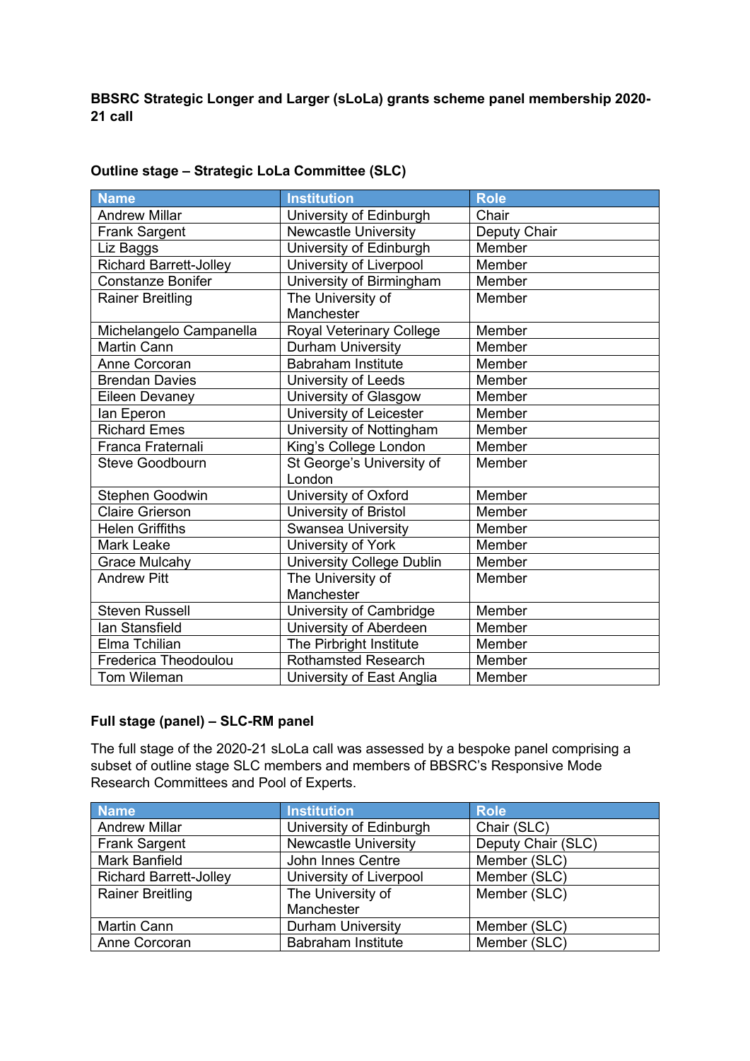**BBSRC Strategic Longer and Larger (sLoLa) grants scheme panel membership 2020-21 call**

**Outline stage – Strategic LoLa Committee (SLC)**

| Name | Institution | Role |
|---|---|---|
| Andrew Millar | University of Edinburgh | Chair |
| Frank Sargent | Newcastle University | Deputy Chair |
| Liz Baggs | University of Edinburgh | Member |
| Richard Barrett-Jolley | University of Liverpool | Member |
| Constanze Bonifer | University of Birmingham | Member |
| Rainer Breitling | The University of Manchester | Member |
| Michelangelo Campanella | Royal Veterinary College | Member |
| Martin Cann | Durham University | Member |
| Anne Corcoran | Babraham Institute | Member |
| Brendan Davies | University of Leeds | Member |
| Eileen Devaney | University of Glasgow | Member |
| Ian Eperon | University of Leicester | Member |
| Richard Emes | University of Nottingham | Member |
| Franca Fraternali | King's College London | Member |
| Steve Goodbourn | St George's University of London | Member |
| Stephen Goodwin | University of Oxford | Member |
| Claire Grierson | University of Bristol | Member |
| Helen Griffiths | Swansea University | Member |
| Mark Leake | University of York | Member |
| Grace Mulcahy | University College Dublin | Member |
| Andrew Pitt | The University of Manchester | Member |
| Steven Russell | University of Cambridge | Member |
| Ian Stansfield | University of Aberdeen | Member |
| Elma Tchilian | The Pirbright Institute | Member |
| Frederica Theodoulou | Rothamsted Research | Member |
| Tom Wileman | University of East Anglia | Member |

**Full stage (panel) – SLC-RM panel**

The full stage of the 2020-21 sLoLa call was assessed by a bespoke panel comprising a subset of outline stage SLC members and members of BBSRC's Responsive Mode Research Committees and Pool of Experts.

| Name | Institution | Role |
|---|---|---|
| Andrew Millar | University of Edinburgh | Chair (SLC) |
| Frank Sargent | Newcastle University | Deputy Chair (SLC) |
| Mark Banfield | John Innes Centre | Member (SLC) |
| Richard Barrett-Jolley | University of Liverpool | Member (SLC) |
| Rainer Breitling | The University of Manchester | Member (SLC) |
| Martin Cann | Durham University | Member (SLC) |
| Anne Corcoran | Babraham Institute | Member (SLC) |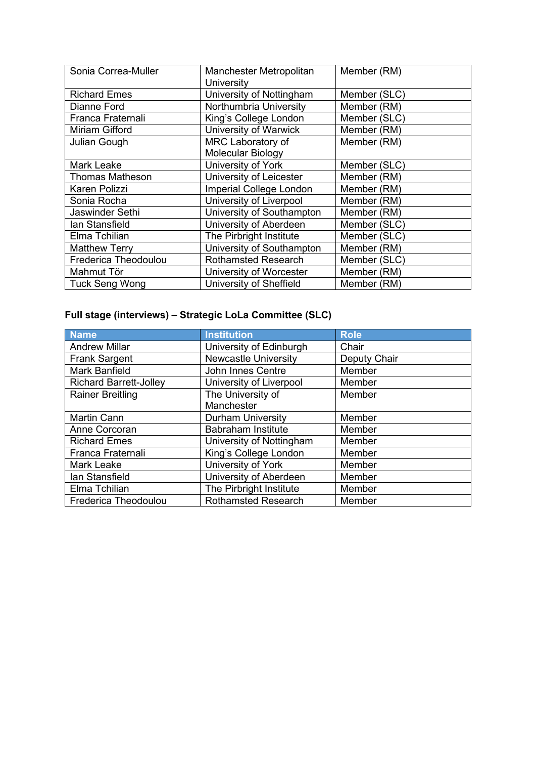| | | |
|---|---|---|
| Sonia Correa-Muller | Manchester Metropolitan University | Member (RM) |
| Richard Emes | University of Nottingham | Member (SLC) |
| Dianne Ford | Northumbria University | Member (RM) |
| Franca Fraternali | King's College London | Member (SLC) |
| Miriam Gifford | University of Warwick | Member (RM) |
| Julian Gough | MRC Laboratory of Molecular Biology | Member (RM) |
| Mark Leake | University of York | Member (SLC) |
| Thomas Matheson | University of Leicester | Member (RM) |
| Karen Polizzi | Imperial College London | Member (RM) |
| Sonia Rocha | University of Liverpool | Member (RM) |
| Jaswinder Sethi | University of Southampton | Member (RM) |
| Ian Stansfield | University of Aberdeen | Member (SLC) |
| Elma Tchilian | The Pirbright Institute | Member (SLC) |
| Matthew Terry | University of Southampton | Member (RM) |
| Frederica Theodoulou | Rothamsted Research | Member (SLC) |
| Mahmut Tör | University of Worcester | Member (RM) |
| Tuck Seng Wong | University of Sheffield | Member (RM) |

**Full stage (interviews) – Strategic LoLa Committee (SLC)**

| Name | Institution | Role |
|---|---|---|
| Andrew Millar | University of Edinburgh | Chair |
| Frank Sargent | Newcastle University | Deputy Chair |
| Mark Banfield | John Innes Centre | Member |
| Richard Barrett-Jolley | University of Liverpool | Member |
| Rainer Breitling | The University of Manchester | Member |
| Martin Cann | Durham University | Member |
| Anne Corcoran | Babraham Institute | Member |
| Richard Emes | University of Nottingham | Member |
| Franca Fraternali | King's College London | Member |
| Mark Leake | University of York | Member |
| Ian Stansfield | University of Aberdeen | Member |
| Elma Tchilian | The Pirbright Institute | Member |
| Frederica Theodoulou | Rothamsted Research | Member |